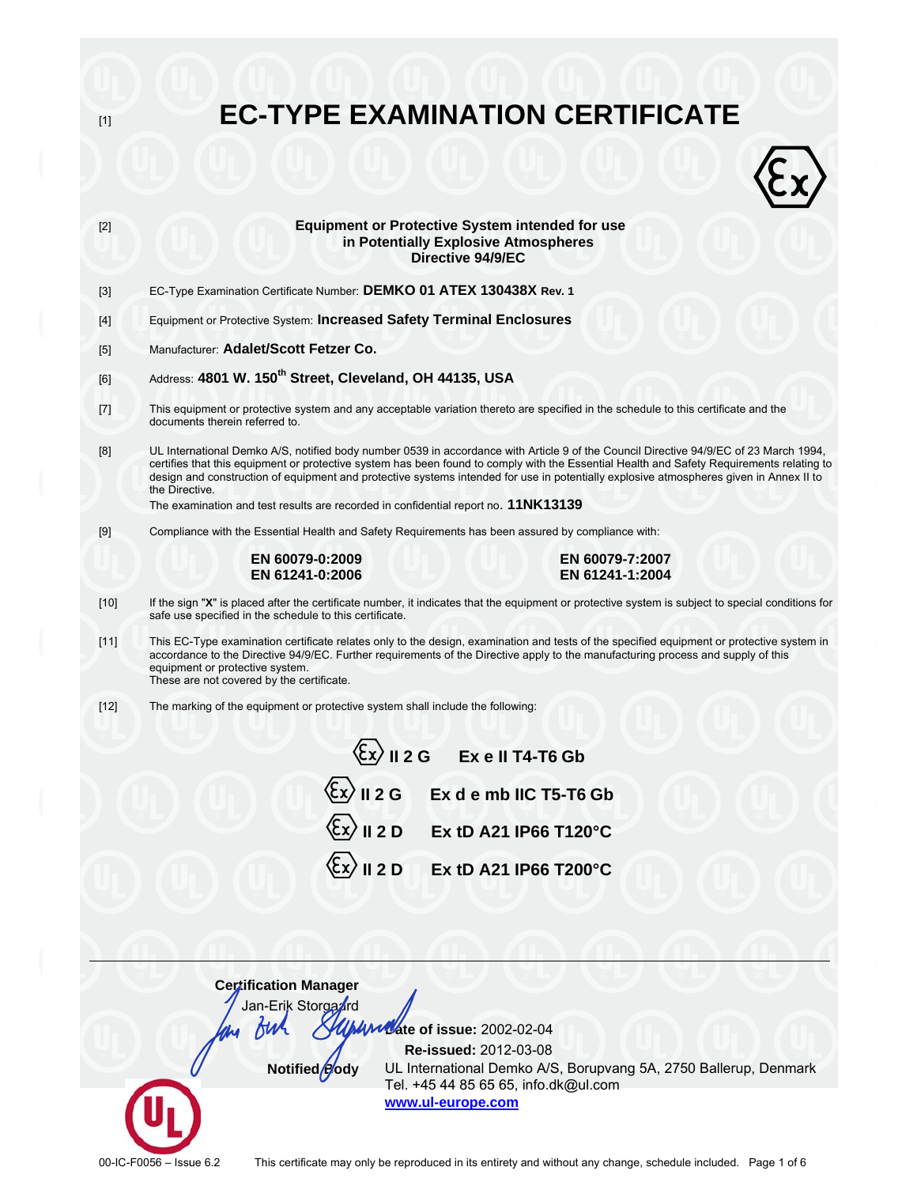[1]

# EC-TYPE EXAMINATION CERTIFICATE

[2] **Equipment or Protective System intended for use in Potentially Explosive Atmospheres Directive 94/9/EC**

[3] EC-Type Examination Certificate Number: **DEMKO 01 ATEX 130438X Rev. 1**

[4] Equipment or Protective System: **Increased Safety Terminal Enclosures**

[5] Manufacturer: **Adalet/Scott Fetzer Co.**

[6] Address: **4801 W. 150th Street, Cleveland, OH 44135, USA**

[7] This equipment or protective system and any acceptable variation thereto are specified in the schedule to this certificate and the documents therein referred to.

[8] UL International Demko A/S, notified body number 0539 in accordance with Article 9 of the Council Directive 94/9/EC of 23 March 1994, certifies that this equipment or protective system has been found to comply with the Essential Health and Safety Requirements relating to design and construction of equipment and protective systems intended for use in potentially explosive atmospheres given in Annex II to the Directive.
The examination and test results are recorded in confidential report no. **11NK13139**

[9] Compliance with the Essential Health and Safety Requirements has been assured by compliance with:

**EN 60079-0:2009**
**EN 61241-0:2006**
**EN 60079-7:2007**
**EN 61241-1:2004**

[10] If the sign "**X**" is placed after the certificate number, it indicates that the equipment or protective system is subject to special conditions for safe use specified in the schedule to this certificate.

[11] This EC-Type examination certificate relates only to the design, examination and tests of the specified equipment or protective system in accordance to the Directive 94/9/EC. Further requirements of the Directive apply to the manufacturing process and supply of this equipment or protective system.
These are not covered by the certificate.

[12] The marking of the equipment or protective system shall include the following:

**Ex II 2 G Ex e II T4-T6 Gb**

**Ex II 2 G Ex d e mb IIC T5-T6 Gb**

**Ex II 2 D Ex tD A21 IP66 T120°C**

**Ex II 2 D Ex tD A21 IP66 T200°C**

**Certification Manager**
Jan-Erik Storgaard

**Date of issue:** 2002-02-04
**Re-issued:** 2012-03-08

**Notified Body**
UL International Demko A/S, Borupvang 5A, 2750 Ballerup, Denmark
Tel. +45 44 85 65 65, info.dk@ul.com
www.ul-europe.com

00-IC-F0056 – Issue 6.2 This certificate may only be reproduced in its entirety and without any change, schedule included.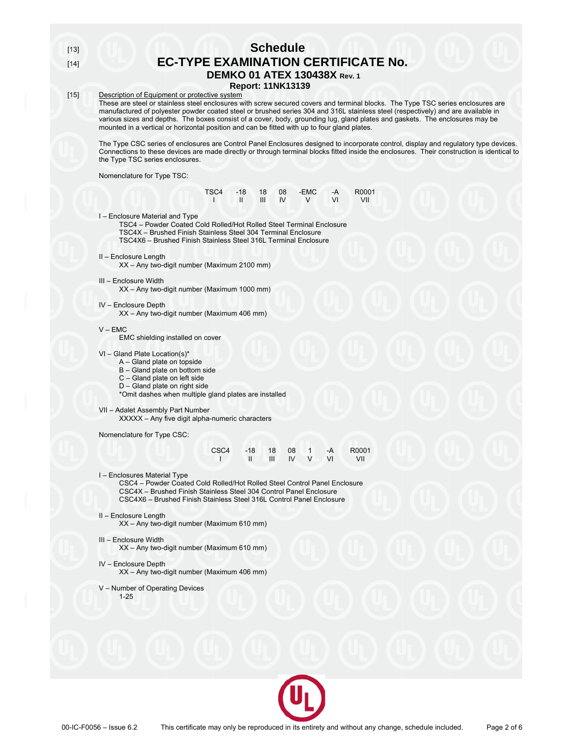[13]

# Schedule

[14]

## EC-TYPE EXAMINATION CERTIFICATE No.

### DEMKO 01 ATEX 130438X Rev. 1

### Report: 11NK13139

[15] Description of Equipment or protective system

These are steel or stainless steel enclosures with screw secured covers and terminal blocks. The Type TSC series enclosures are manufactured of polyester powder coated steel or brushed series 304 and 316L stainless steel (respectively) and are available in various sizes and depths. The boxes consist of a cover, body, grounding lug, gland plates and gaskets. The enclosures may be mounted in a vertical or horizontal position and can be fitted with up to four gland plates.

The Type CSC series of enclosures are Control Panel Enclosures designed to incorporate control, display and regulatory type devices. Connections to these devices are made directly or through terminal blocks fitted inside the enclosures. Their construction is identical to the Type TSC series enclosures.

Nomenclature for Type TSC:

| TSC4 | -18 | 18 | 08 | -EMC | -A | R0001 |
|---|---|---|---|---|---|---|
| I | II | III | IV | V | VI | VII |

I – Enclosure Material and Type
- TSC4 – Powder Coated Cold Rolled/Hot Rolled Steel Terminal Enclosure
- TSC4X – Brushed Finish Stainless Steel 304 Terminal Enclosure
- TSC4X6 – Brushed Finish Stainless Steel 316L Terminal Enclosure

II – Enclosure Length
- XX – Any two-digit number (Maximum 2100 mm)

III – Enclosure Width
- XX – Any two-digit number (Maximum 1000 mm)

IV – Enclosure Depth
- XX – Any two-digit number (Maximum 406 mm)

V – EMC
- EMC shielding installed on cover

VI – Gland Plate Location(s)*
- A – Gland plate on topside
- B – Gland plate on bottom side
- C – Gland plate on left side
- D – Gland plate on right side
- *Omit dashes when multiple gland plates are installed

VII – Adalet Assembly Part Number
- XXXXX – Any five digit alpha-numeric characters

Nomenclature for Type CSC:

| CSC4 | -18 | 18 | 08 | 1 | -A | R0001 |
|---|---|---|---|---|---|---|
| I | II | III | IV | V | VI | VII |

I – Enclosures Material Type
- CSC4 – Powder Coated Cold Rolled/Hot Rolled Steel Control Panel Enclosure
- CSC4X – Brushed Finish Stainless Steel 304 Control Panel Enclosure
- CSC4X6 – Brushed Finish Stainless Steel 316L Control Panel Enclosure

II – Enclosure Length
- XX – Any two-digit number (Maximum 610 mm)

III – Enclosure Width
- XX – Any two-digit number (Maximum 610 mm)

IV – Enclosure Depth
- XX – Any two-digit number (Maximum 406 mm)

V – Number of Operating Devices
- 1-25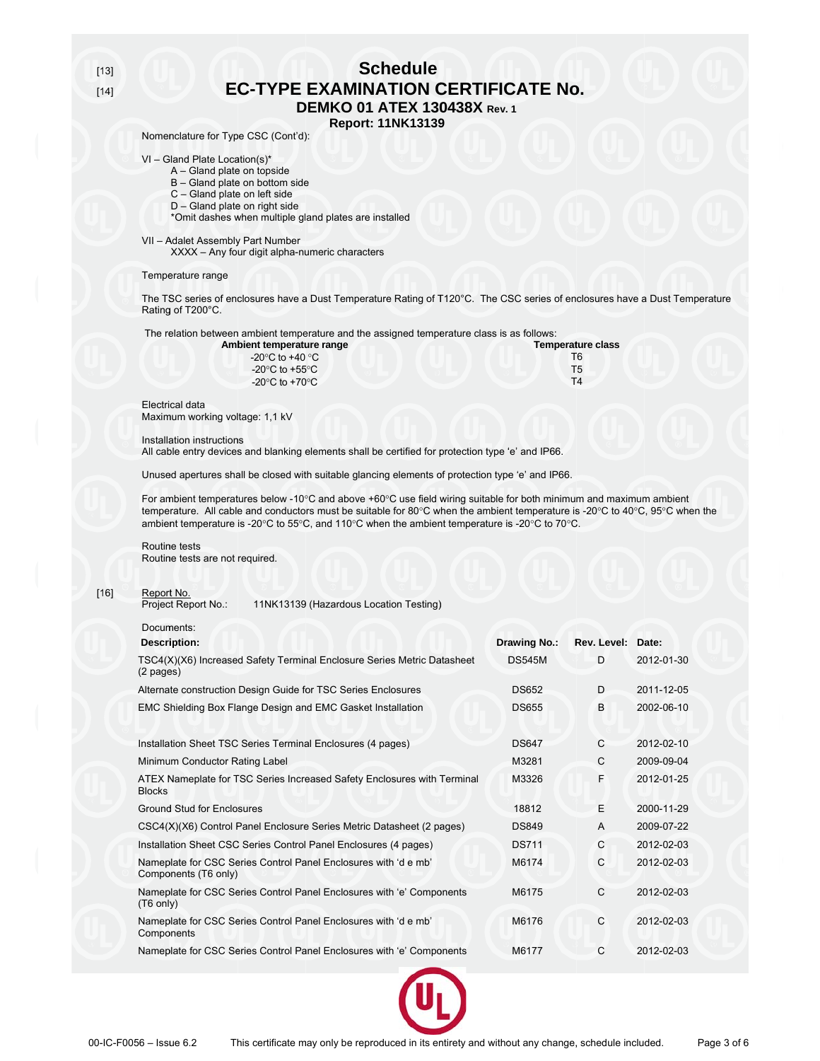[13]

[14]

# Schedule

# EC-TYPE EXAMINATION CERTIFICATE No.

## DEMKO 01 ATEX 130438X Rev. 1

### Report: 11NK13139

Nomenclature for Type CSC (Cont'd):

VI – Gland Plate Location(s)*
- A – Gland plate on topside
- B – Gland plate on bottom side
- C – Gland plate on left side
- D – Gland plate on right side
- *Omit dashes when multiple gland plates are installed

VII – Adalet Assembly Part Number
- XXXX – Any four digit alpha-numeric characters

Temperature range

The TSC series of enclosures have a Dust Temperature Rating of T120°C. The CSC series of enclosures have a Dust Temperature Rating of T200°C.

The relation between ambient temperature and the assigned temperature class is as follows:

| Ambient temperature range | Temperature class |
|---|---|
| -20°C to +40 °C | T6 |
| -20°C to +55°C | T5 |
| -20°C to +70°C | T4 |

Electrical data
Maximum working voltage: 1,1 kV

Installation instructions
All cable entry devices and blanking elements shall be certified for protection type 'e' and IP66.

Unused apertures shall be closed with suitable glancing elements of protection type 'e' and IP66.

For ambient temperatures below -10°C and above +60°C use field wiring suitable for both minimum and maximum ambient temperature. All cable and conductors must be suitable for 80°C when the ambient temperature is -20°C to 40°C, 95°C when the ambient temperature is -20°C to 55°C, and 110°C when the ambient temperature is -20°C to 70°C.

Routine tests
Routine tests are not required.

[16] Report No.
Project Report No.: 11NK13139 (Hazardous Location Testing)

Documents:

| Description: | Drawing No.: | Rev. Level: | Date: |
|---|---|---|---|
| TSC4(X)(X6) Increased Safety Terminal Enclosure Series Metric Datasheet (2 pages) | DS545M | D | 2012-01-30 |
| Alternate construction Design Guide for TSC Series Enclosures | DS652 | D | 2011-12-05 |
| EMC Shielding Box Flange Design and EMC Gasket Installation | DS655 | B | 2002-06-10 |
| Installation Sheet TSC Series Terminal Enclosures (4 pages) | DS647 | C | 2012-02-10 |
| Minimum Conductor Rating Label | M3281 | C | 2009-09-04 |
| ATEX Nameplate for TSC Series Increased Safety Enclosures with Terminal Blocks | M3326 | F | 2012-01-25 |
| Ground Stud for Enclosures | 18812 | E | 2000-11-29 |
| CSC4(X)(X6) Control Panel Enclosure Series Metric Datasheet (2 pages) | DS849 | A | 2009-07-22 |
| Installation Sheet CSC Series Control Panel Enclosures (4 pages) | DS711 | C | 2012-02-03 |
| Nameplate for CSC Series Control Panel Enclosures with 'd e mb' Components (T6 only) | M6174 | C | 2012-02-03 |
| Nameplate for CSC Series Control Panel Enclosures with 'e' Components (T6 only) | M6175 | C | 2012-02-03 |
| Nameplate for CSC Series Control Panel Enclosures with 'd e mb' Components | M6176 | C | 2012-02-03 |
| Nameplate for CSC Series Control Panel Enclosures with 'e' Components | M6177 | C | 2012-02-03 |

00-IC-F0056 – Issue 6.2 This certificate may only be reproduced in its entirety and without any change, schedule included.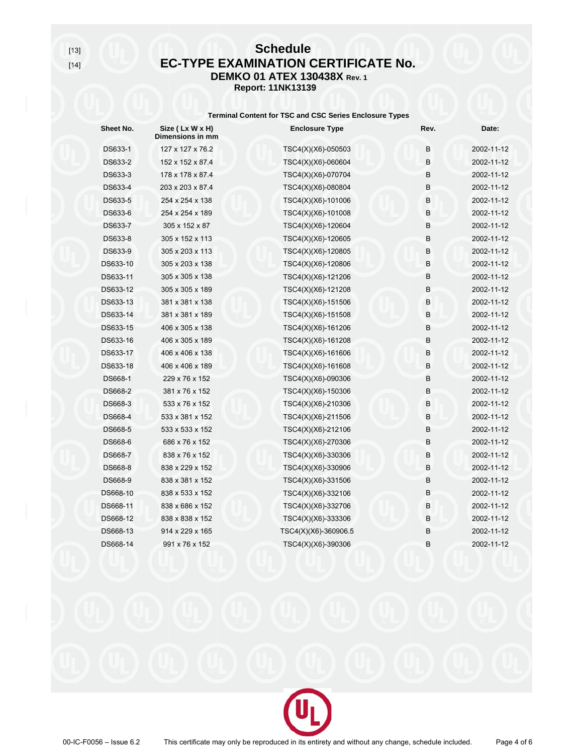[13]

[14]

# Schedule

## EC-TYPE EXAMINATION CERTIFICATE No.

### DEMKO 01 ATEX 130438X Rev. 1

**Report: 11NK13139**

**Terminal Content for TSC and CSC Series Enclosure Types**

| Sheet No. | Size ( Lx W x H) Dimensions in mm | Enclosure Type | Rev. | Date: |
|---|---|---|---|---|
| DS633-1 | 127 x 127 x 76.2 | TSC4(X)(X6)-050503 | B | 2002-11-12 |
| DS633-2 | 152 x 152 x 87.4 | TSC4(X)(X6)-060604 | B | 2002-11-12 |
| DS633-3 | 178 x 178 x 87.4 | TSC4(X)(X6)-070704 | B | 2002-11-12 |
| DS633-4 | 203 x 203 x 87.4 | TSC4(X)(X6)-080804 | B | 2002-11-12 |
| DS633-5 | 254 x 254 x 138 | TSC4(X)(X6)-101006 | B | 2002-11-12 |
| DS633-6 | 254 x 254 x 189 | TSC4(X)(X6)-101008 | B | 2002-11-12 |
| DS633-7 | 305 x 152 x 87 | TSC4(X)(X6)-120604 | B | 2002-11-12 |
| DS633-8 | 305 x 152 x 113 | TSC4(X)(X6)-120605 | B | 2002-11-12 |
| DS633-9 | 305 x 203 x 113 | TSC4(X)(X6)-120805 | B | 2002-11-12 |
| DS633-10 | 305 x 203 x 138 | TSC4(X)(X6)-120806 | B | 2002-11-12 |
| DS633-11 | 305 x 305 x 138 | TSC4(X)(X6)-121206 | B | 2002-11-12 |
| DS633-12 | 305 x 305 x 189 | TSC4(X)(X6)-121208 | B | 2002-11-12 |
| DS633-13 | 381 x 381 x 138 | TSC4(X)(X6)-151506 | B | 2002-11-12 |
| DS633-14 | 381 x 381 x 189 | TSC4(X)(X6)-151508 | B | 2002-11-12 |
| DS633-15 | 406 x 305 x 138 | TSC4(X)(X6)-161206 | B | 2002-11-12 |
| DS633-16 | 406 x 305 x 189 | TSC4(X)(X6)-161208 | B | 2002-11-12 |
| DS633-17 | 406 x 406 x 138 | TSC4(X)(X6)-161606 | B | 2002-11-12 |
| DS633-18 | 406 x 406 x 189 | TSC4(X)(X6)-161608 | B | 2002-11-12 |
| DS668-1 | 229 x 76 x 152 | TSC4(X)(X6)-090306 | B | 2002-11-12 |
| DS668-2 | 381 x 76 x 152 | TSC4(X)(X6)-150306 | B | 2002-11-12 |
| DS668-3 | 533 x 76 x 152 | TSC4(X)(X6)-210306 | B | 2002-11-12 |
| DS668-4 | 533 x 381 x 152 | TSC4(X)(X6)-211506 | B | 2002-11-12 |
| DS668-5 | 533 x 533 x 152 | TSC4(X)(X6)-212106 | B | 2002-11-12 |
| DS668-6 | 686 x 76 x 152 | TSC4(X)(X6)-270306 | B | 2002-11-12 |
| DS668-7 | 838 x 76 x 152 | TSC4(X)(X6)-330306 | B | 2002-11-12 |
| DS668-8 | 838 x 229 x 152 | TSC4(X)(X6)-330906 | B | 2002-11-12 |
| DS668-9 | 838 x 381 x 152 | TSC4(X)(X6)-331506 | B | 2002-11-12 |
| DS668-10 | 838 x 533 x 152 | TSC4(X)(X6)-332106 | B | 2002-11-12 |
| DS668-11 | 838 x 686 x 152 | TSC4(X)(X6)-332706 | B | 2002-11-12 |
| DS668-12 | 838 x 838 x 152 | TSC4(X)(X6)-333306 | B | 2002-11-12 |
| DS668-13 | 914 x 229 x 165 | TSC4(X)(X6)-360906.5 | B | 2002-11-12 |
| DS668-14 | 991 x 76 x 152 | TSC4(X)(X6)-390306 | B | 2002-11-12 |

00-IC-F0056 – Issue 6.2 This certificate may only be reproduced in its entirety and without any change, schedule included.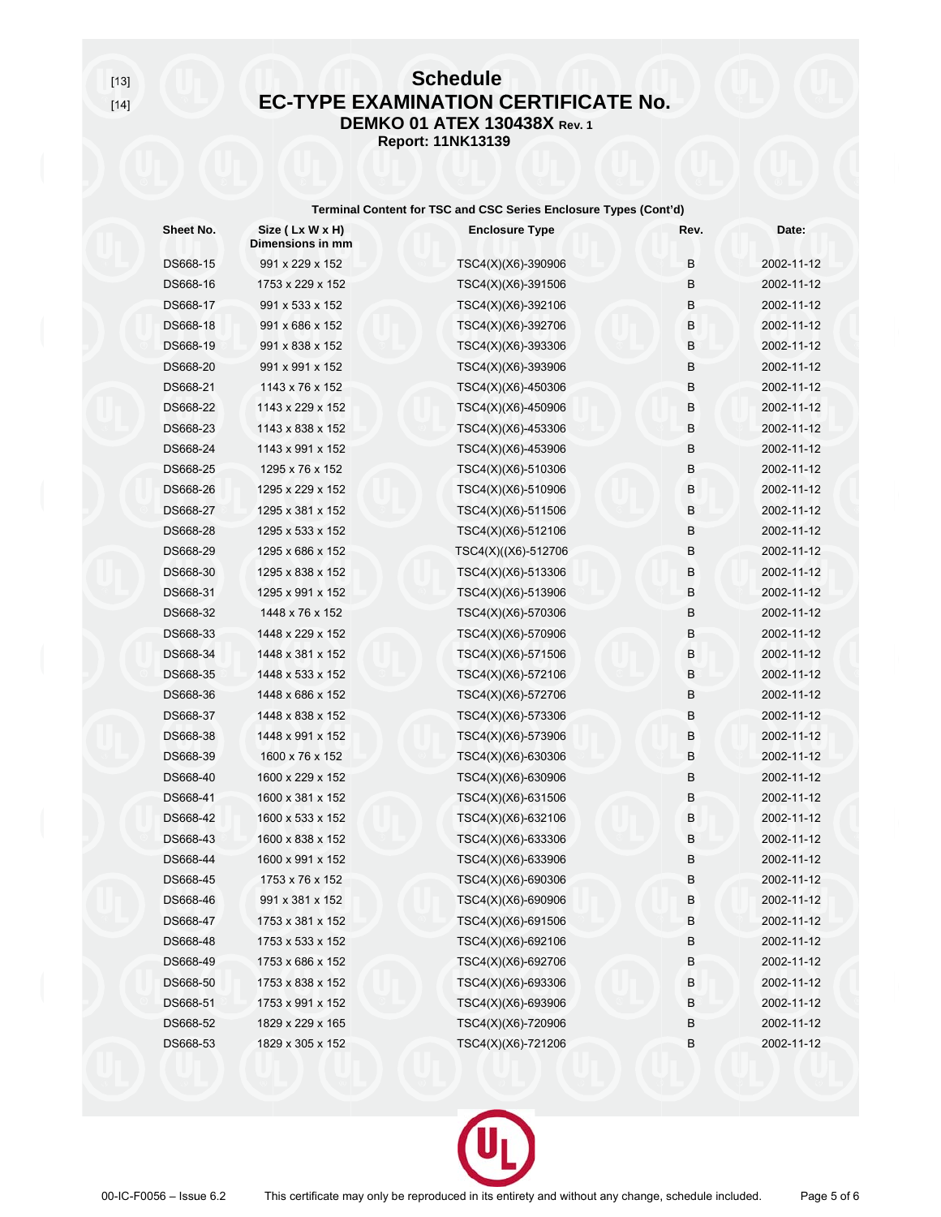[13]

[14]

# Schedule

## EC-TYPE EXAMINATION CERTIFICATE No.

### DEMKO 01 ATEX 130438X Rev. 1

**Report: 11NK13139**

**Terminal Content for TSC and CSC Series Enclosure Types (Cont'd)**

| Sheet No. | Size ( Lx W x H) Dimensions in mm | Enclosure Type | Rev. | Date: |
|---|---|---|---|---|
| DS668-15 | 991 x 229 x 152 | TSC4(X)(X6)-390906 | B | 2002-11-12 |
| DS668-16 | 1753 x 229 x 152 | TSC4(X)(X6)-391506 | B | 2002-11-12 |
| DS668-17 | 991 x 533 x 152 | TSC4(X)(X6)-392106 | B | 2002-11-12 |
| DS668-18 | 991 x 686 x 152 | TSC4(X)(X6)-392706 | B | 2002-11-12 |
| DS668-19 | 991 x 838 x 152 | TSC4(X)(X6)-393306 | B | 2002-11-12 |
| DS668-20 | 991 x 991 x 152 | TSC4(X)(X6)-393906 | B | 2002-11-12 |
| DS668-21 | 1143 x 76 x 152 | TSC4(X)(X6)-450306 | B | 2002-11-12 |
| DS668-22 | 1143 x 229 x 152 | TSC4(X)(X6)-450906 | B | 2002-11-12 |
| DS668-23 | 1143 x 838 x 152 | TSC4(X)(X6)-453306 | B | 2002-11-12 |
| DS668-24 | 1143 x 991 x 152 | TSC4(X)(X6)-453906 | B | 2002-11-12 |
| DS668-25 | 1295 x 76 x 152 | TSC4(X)(X6)-510306 | B | 2002-11-12 |
| DS668-26 | 1295 x 229 x 152 | TSC4(X)(X6)-510906 | B | 2002-11-12 |
| DS668-27 | 1295 x 381 x 152 | TSC4(X)(X6)-511506 | B | 2002-11-12 |
| DS668-28 | 1295 x 533 x 152 | TSC4(X)(X6)-512106 | B | 2002-11-12 |
| DS668-29 | 1295 x 686 x 152 | TSC4(X)((X6)-512706 | B | 2002-11-12 |
| DS668-30 | 1295 x 838 x 152 | TSC4(X)(X6)-513306 | B | 2002-11-12 |
| DS668-31 | 1295 x 991 x 152 | TSC4(X)(X6)-513906 | B | 2002-11-12 |
| DS668-32 | 1448 x 76 x 152 | TSC4(X)(X6)-570306 | B | 2002-11-12 |
| DS668-33 | 1448 x 229 x 152 | TSC4(X)(X6)-570906 | B | 2002-11-12 |
| DS668-34 | 1448 x 381 x 152 | TSC4(X)(X6)-571506 | B | 2002-11-12 |
| DS668-35 | 1448 x 533 x 152 | TSC4(X)(X6)-572106 | B | 2002-11-12 |
| DS668-36 | 1448 x 686 x 152 | TSC4(X)(X6)-572706 | B | 2002-11-12 |
| DS668-37 | 1448 x 838 x 152 | TSC4(X)(X6)-573306 | B | 2002-11-12 |
| DS668-38 | 1448 x 991 x 152 | TSC4(X)(X6)-573906 | B | 2002-11-12 |
| DS668-39 | 1600 x 76 x 152 | TSC4(X)(X6)-630306 | B | 2002-11-12 |
| DS668-40 | 1600 x 229 x 152 | TSC4(X)(X6)-630906 | B | 2002-11-12 |
| DS668-41 | 1600 x 381 x 152 | TSC4(X)(X6)-631506 | B | 2002-11-12 |
| DS668-42 | 1600 x 533 x 152 | TSC4(X)(X6)-632106 | B | 2002-11-12 |
| DS668-43 | 1600 x 838 x 152 | TSC4(X)(X6)-633306 | B | 2002-11-12 |
| DS668-44 | 1600 x 991 x 152 | TSC4(X)(X6)-633906 | B | 2002-11-12 |
| DS668-45 | 1753 x 76 x 152 | TSC4(X)(X6)-690306 | B | 2002-11-12 |
| DS668-46 | 991 x 381 x 152 | TSC4(X)(X6)-690906 | B | 2002-11-12 |
| DS668-47 | 1753 x 381 x 152 | TSC4(X)(X6)-691506 | B | 2002-11-12 |
| DS668-48 | 1753 x 533 x 152 | TSC4(X)(X6)-692106 | B | 2002-11-12 |
| DS668-49 | 1753 x 686 x 152 | TSC4(X)(X6)-692706 | B | 2002-11-12 |
| DS668-50 | 1753 x 838 x 152 | TSC4(X)(X6)-693306 | B | 2002-11-12 |
| DS668-51 | 1753 x 991 x 152 | TSC4(X)(X6)-693906 | B | 2002-11-12 |
| DS668-52 | 1829 x 229 x 165 | TSC4(X)(X6)-720906 | B | 2002-11-12 |
| DS668-53 | 1829 x 305 x 152 | TSC4(X)(X6)-721206 | B | 2002-11-12 |

00-IC-F0056 – Issue 6.2 This certificate may only be reproduced in its entirety and without any change, schedule included.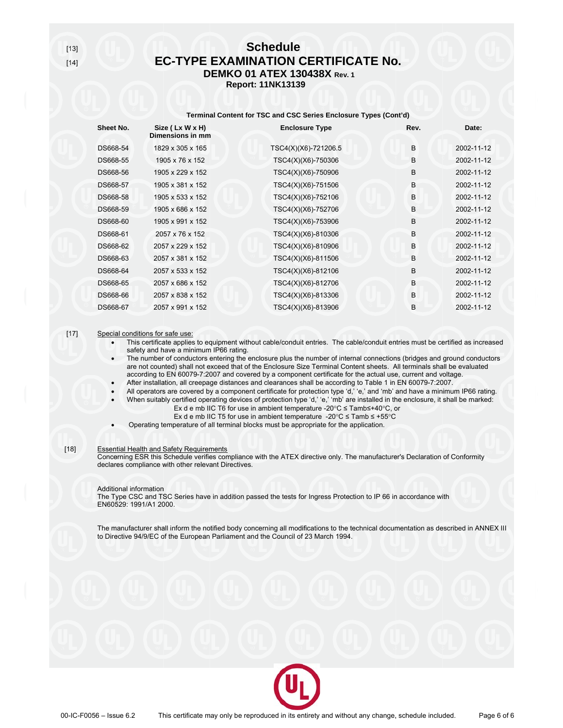[13]
[14]

# Schedule

# EC-TYPE EXAMINATION CERTIFICATE No.

## DEMKO 01 ATEX 130438X Rev. 1

**Report: 11NK13139**

**Terminal Content for TSC and CSC Series Enclosure Types (Cont'd)**

| Sheet No. | Size ( Lx W x H) Dimensions in mm | Enclosure Type | Rev. | Date: |
|---|---|---|---|---|
| DS668-54 | 1829 x 305 x 165 | TSC4(X)(X6)-721206.5 | B | 2002-11-12 |
| DS668-55 | 1905 x 76 x 152 | TSC4(X)(X6)-750306 | B | 2002-11-12 |
| DS668-56 | 1905 x 229 x 152 | TSC4(X)(X6)-750906 | B | 2002-11-12 |
| DS668-57 | 1905 x 381 x 152 | TSC4(X)(X6)-751506 | B | 2002-11-12 |
| DS668-58 | 1905 x 533 x 152 | TSC4(X)(X6)-752106 | B | 2002-11-12 |
| DS668-59 | 1905 x 686 x 152 | TSC4(X)(X6)-752706 | B | 2002-11-12 |
| DS668-60 | 1905 x 991 x 152 | TSC4(X)(X6)-753906 | B | 2002-11-12 |
| DS668-61 | 2057 x 76 x 152 | TSC4(X)(X6)-810306 | B | 2002-11-12 |
| DS668-62 | 2057 x 229 x 152 | TSC4(X)(X6)-810906 | B | 2002-11-12 |
| DS668-63 | 2057 x 381 x 152 | TSC4(X)(X6)-811506 | B | 2002-11-12 |
| DS668-64 | 2057 x 533 x 152 | TSC4(X)(X6)-812106 | B | 2002-11-12 |
| DS668-65 | 2057 x 686 x 152 | TSC4(X)(X6)-812706 | B | 2002-11-12 |
| DS668-66 | 2057 x 838 x 152 | TSC4(X)(X6)-813306 | B | 2002-11-12 |
| DS668-67 | 2057 x 991 x 152 | TSC4(X)(X6)-813906 | B | 2002-11-12 |

[17] Special conditions for safe use:

- This certificate applies to equipment without cable/conduit entries. The cable/conduit entries must be certified as increased safety and have a minimum IP66 rating.
- The number of conductors entering the enclosure plus the number of internal connections (bridges and ground conductors are not counted) shall not exceed that of the Enclosure Size Terminal Content sheets. All terminals shall be evaluated according to EN 60079-7:2007 and covered by a component certificate for the actual use, current and voltage.
- After installation, all creepage distances and clearances shall be according to Table 1 in EN 60079-7:2007.
- All operators are covered by a component certificate for protection type 'd,' 'e,' and 'mb' and have a minimum IP66 rating.
- When suitably certified operating devices of protection type 'd,' 'e,' 'mb' are installed in the enclosure, it shall be marked:
  Ex d e mb IIC T6 for use in ambient temperature -20°C ≤ Tamb≤+40°C, or
  Ex d e mb IIC T5 for use in ambient temperature -20°C ≤ Tamb ≤ +55°C
- Operating temperature of all terminal blocks must be appropriate for the application.

[18] Essential Health and Safety Requirements

Concerning ESR this Schedule verifies compliance with the ATEX directive only. The manufacturer's Declaration of Conformity declares compliance with other relevant Directives.

Additional information

The Type CSC and TSC Series have in addition passed the tests for Ingress Protection to IP 66 in accordance with EN60529: 1991/A1 2000.

The manufacturer shall inform the notified body concerning all modifications to the technical documentation as described in ANNEX III to Directive 94/9/EC of the European Parliament and the Council of 23 March 1994.

00-IC-F0056 – Issue 6.2 This certificate may only be reproduced in its entirety and without any change, schedule included.